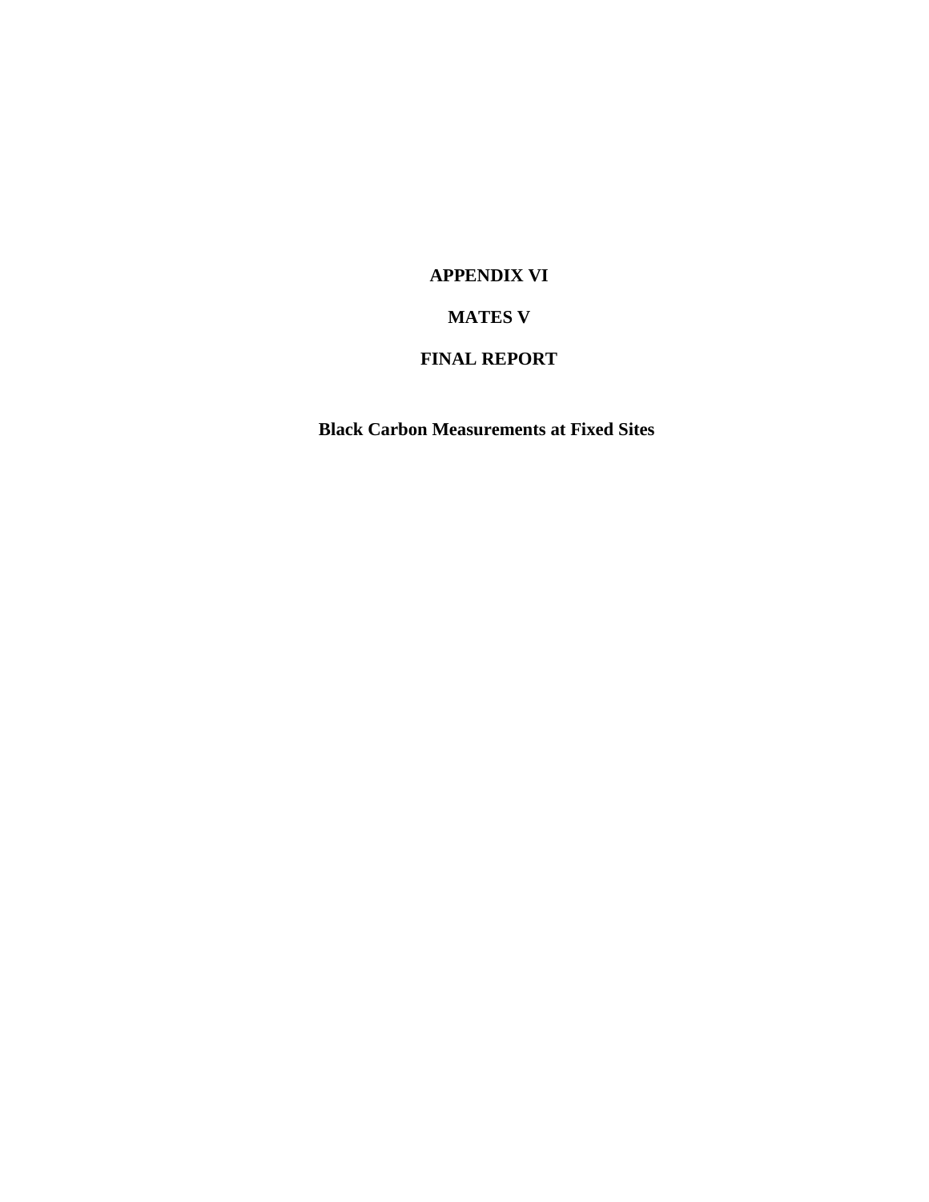# APPENDIX VI

# MATES V

# FINAL REPORT

## Black Carbon Measurements at Fixed Sites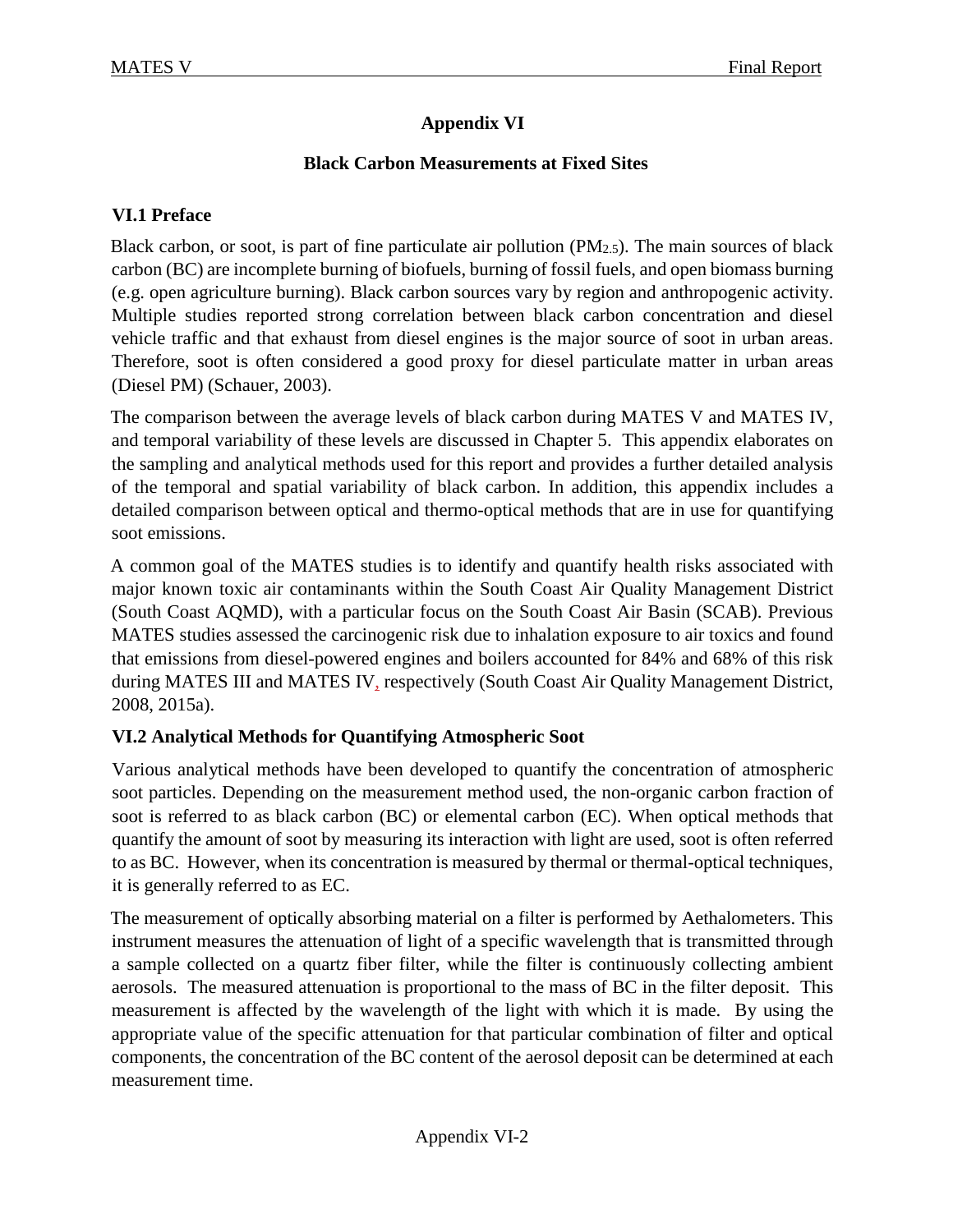# Appendix VI

## Black Carbon Measurements at Fixed Sites

### VI.1 Preface

Black carbon, or soot, is part of fine particulate air pollution ($PM_{2.5}$). The main sources of black carbon (BC) are incomplete burning of biofuels, burning of fossil fuels, and open biomass burning (e.g. open agriculture burning). Black carbon sources vary by region and anthropogenic activity. Multiple studies reported strong correlation between black carbon concentration and diesel vehicle traffic and that exhaust from diesel engines is the major source of soot in urban areas. Therefore, soot is often considered a good proxy for diesel particulate matter in urban areas (Diesel PM) (Schauer, 2003).

The comparison between the average levels of black carbon during MATES V and MATES IV, and temporal variability of these levels are discussed in Chapter 5. This appendix elaborates on the sampling and analytical methods used for this report and provides a further detailed analysis of the temporal and spatial variability of black carbon. In addition, this appendix includes a detailed comparison between optical and thermo-optical methods that are in use for quantifying soot emissions.

A common goal of the MATES studies is to identify and quantify health risks associated with major known toxic air contaminants within the South Coast Air Quality Management District (South Coast AQMD), with a particular focus on the South Coast Air Basin (SCAB). Previous MATES studies assessed the carcinogenic risk due to inhalation exposure to air toxics and found that emissions from diesel-powered engines and boilers accounted for 84% and 68% of this risk during MATES III and MATES IV, respectively (South Coast Air Quality Management District, 2008, 2015a).

### VI.2 Analytical Methods for Quantifying Atmospheric Soot

Various analytical methods have been developed to quantify the concentration of atmospheric soot particles. Depending on the measurement method used, the non-organic carbon fraction of soot is referred to as black carbon (BC) or elemental carbon (EC). When optical methods that quantify the amount of soot by measuring its interaction with light are used, soot is often referred to as BC. However, when its concentration is measured by thermal or thermal-optical techniques, it is generally referred to as EC.

The measurement of optically absorbing material on a filter is performed by Aethalometers. This instrument measures the attenuation of light of a specific wavelength that is transmitted through a sample collected on a quartz fiber filter, while the filter is continuously collecting ambient aerosols. The measured attenuation is proportional to the mass of BC in the filter deposit. This measurement is affected by the wavelength of the light with which it is made. By using the appropriate value of the specific attenuation for that particular combination of filter and optical components, the concentration of the BC content of the aerosol deposit can be determined at each measurement time.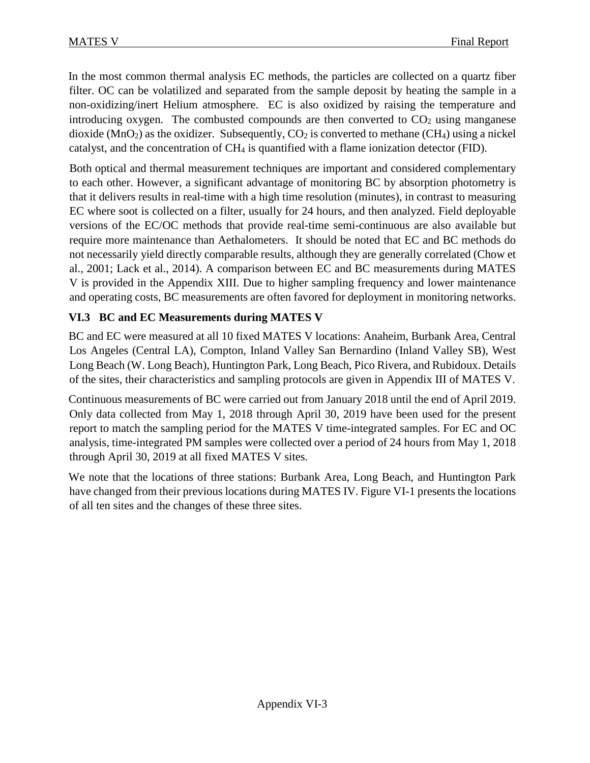In the most common thermal analysis EC methods, the particles are collected on a quartz fiber filter. OC can be volatilized and separated from the sample deposit by heating the sample in a non-oxidizing/inert Helium atmosphere. EC is also oxidized by raising the temperature and introducing oxygen. The combusted compounds are then converted to $CO_2$ using manganese dioxide ($MnO_2$) as the oxidizer. Subsequently, $CO_2$ is converted to methane ($CH_4$) using a nickel catalyst, and the concentration of $CH_4$ is quantified with a flame ionization detector (FID).

Both optical and thermal measurement techniques are important and considered complementary to each other. However, a significant advantage of monitoring BC by absorption photometry is that it delivers results in real-time with a high time resolution (minutes), in contrast to measuring EC where soot is collected on a filter, usually for 24 hours, and then analyzed. Field deployable versions of the EC/OC methods that provide real-time semi-continuous are also available but require more maintenance than Aethalometers. It should be noted that EC and BC methods do not necessarily yield directly comparable results, although they are generally correlated (Chow et al., 2001; Lack et al., 2014). A comparison between EC and BC measurements during MATES V is provided in the Appendix XIII. Due to higher sampling frequency and lower maintenance and operating costs, BC measurements are often favored for deployment in monitoring networks.

### VI.3 BC and EC Measurements during MATES V

BC and EC were measured at all 10 fixed MATES V locations: Anaheim, Burbank Area, Central Los Angeles (Central LA), Compton, Inland Valley San Bernardino (Inland Valley SB), West Long Beach (W. Long Beach), Huntington Park, Long Beach, Pico Rivera, and Rubidoux. Details of the sites, their characteristics and sampling protocols are given in Appendix III of MATES V.

Continuous measurements of BC were carried out from January 2018 until the end of April 2019. Only data collected from May 1, 2018 through April 30, 2019 have been used for the present report to match the sampling period for the MATES V time-integrated samples. For EC and OC analysis, time-integrated PM samples were collected over a period of 24 hours from May 1, 2018 through April 30, 2019 at all fixed MATES V sites.

We note that the locations of three stations: Burbank Area, Long Beach, and Huntington Park have changed from their previous locations during MATES IV. Figure VI-1 presents the locations of all ten sites and the changes of these three sites.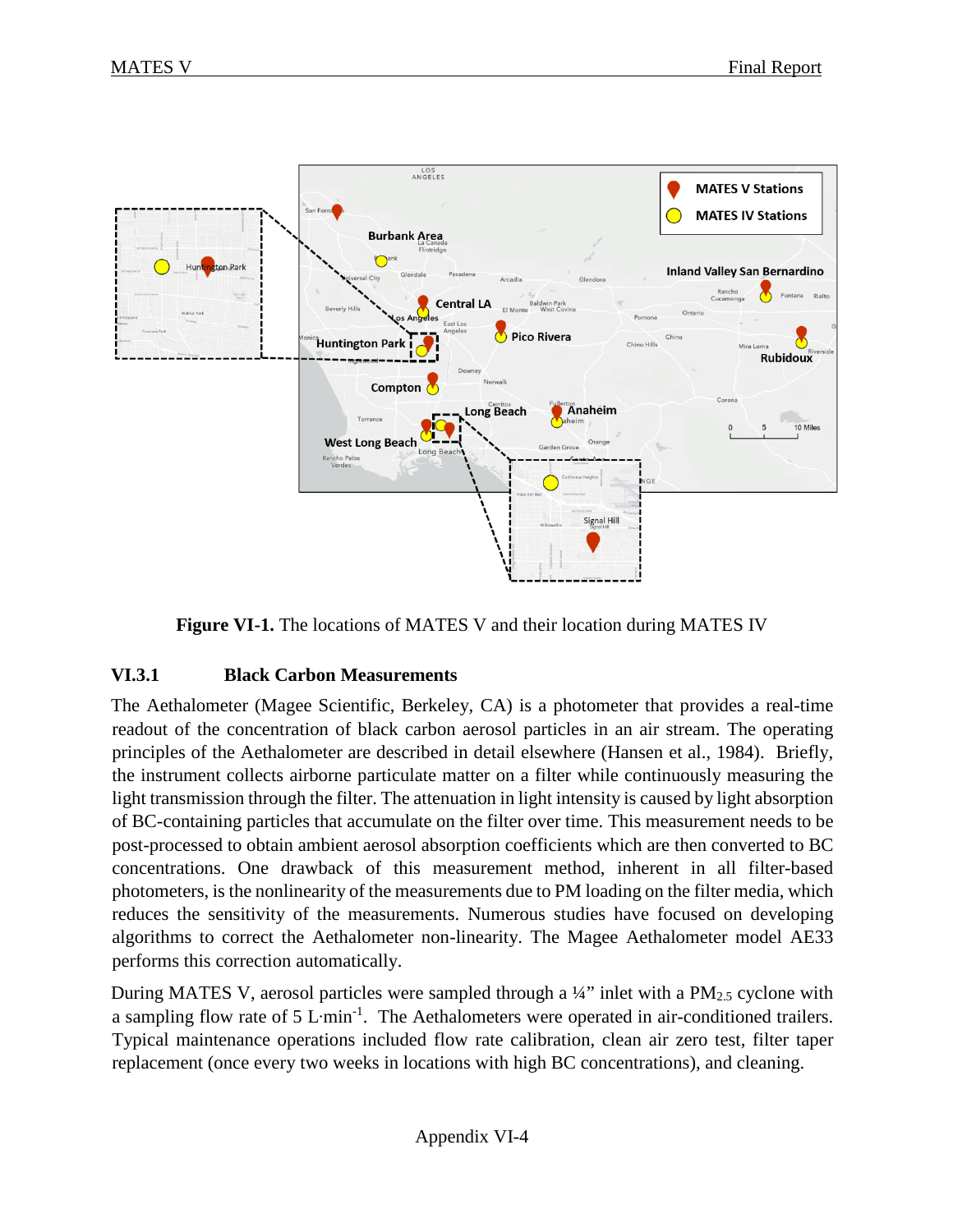**Figure VI-1.** The locations of MATES V and their location during MATES IV

### VI.3.1 Black Carbon Measurements

The Aethalometer (Magee Scientific, Berkeley, CA) is a photometer that provides a real-time readout of the concentration of black carbon aerosol particles in an air stream. The operating principles of the Aethalometer are described in detail elsewhere (Hansen et al., 1984). Briefly, the instrument collects airborne particulate matter on a filter while continuously measuring the light transmission through the filter. The attenuation in light intensity is caused by light absorption of BC-containing particles that accumulate on the filter over time. This measurement needs to be post-processed to obtain ambient aerosol absorption coefficients which are then converted to BC concentrations. One drawback of this measurement method, inherent in all filter-based photometers, is the nonlinearity of the measurements due to PM loading on the filter media, which reduces the sensitivity of the measurements. Numerous studies have focused on developing algorithms to correct the Aethalometer non-linearity. The Magee Aethalometer model AE33 performs this correction automatically.

During MATES V, aerosol particles were sampled through a ¼" inlet with a $PM_{2.5}$ cyclone with a sampling flow rate of 5 $L{\cdot}min^{-1}$. The Aethalometers were operated in air-conditioned trailers. Typical maintenance operations included flow rate calibration, clean air zero test, filter taper replacement (once every two weeks in locations with high BC concentrations), and cleaning.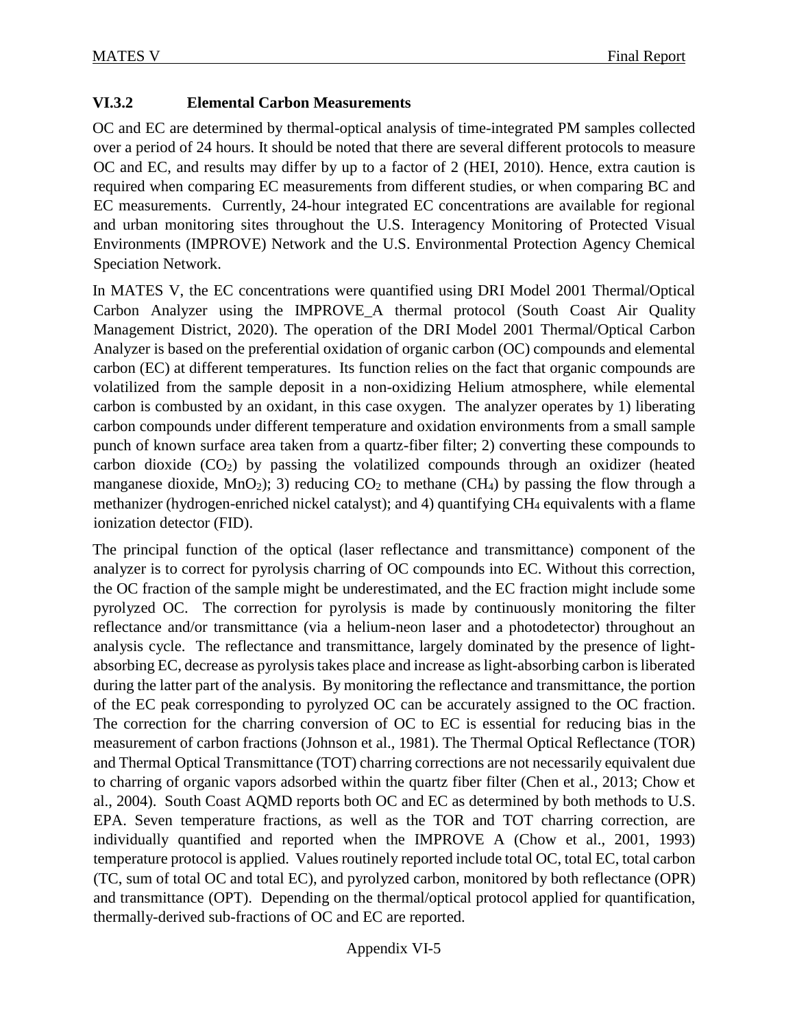### VI.3.2 Elemental Carbon Measurements

OC and EC are determined by thermal-optical analysis of time-integrated PM samples collected over a period of 24 hours. It should be noted that there are several different protocols to measure OC and EC, and results may differ by up to a factor of 2 (HEI, 2010). Hence, extra caution is required when comparing EC measurements from different studies, or when comparing BC and EC measurements. Currently, 24-hour integrated EC concentrations are available for regional and urban monitoring sites throughout the U.S. Interagency Monitoring of Protected Visual Environments (IMPROVE) Network and the U.S. Environmental Protection Agency Chemical Speciation Network.

In MATES V, the EC concentrations were quantified using DRI Model 2001 Thermal/Optical Carbon Analyzer using the IMPROVE_A thermal protocol (South Coast Air Quality Management District, 2020). The operation of the DRI Model 2001 Thermal/Optical Carbon Analyzer is based on the preferential oxidation of organic carbon (OC) compounds and elemental carbon (EC) at different temperatures. Its function relies on the fact that organic compounds are volatilized from the sample deposit in a non-oxidizing Helium atmosphere, while elemental carbon is combusted by an oxidant, in this case oxygen. The analyzer operates by 1) liberating carbon compounds under different temperature and oxidation environments from a small sample punch of known surface area taken from a quartz-fiber filter; 2) converting these compounds to carbon dioxide ($CO_2$) by passing the volatilized compounds through an oxidizer (heated manganese dioxide, $MnO_2$); 3) reducing $CO_2$ to methane ($CH_4$) by passing the flow through a methanizer (hydrogen-enriched nickel catalyst); and 4) quantifying $CH_4$ equivalents with a flame ionization detector (FID).

The principal function of the optical (laser reflectance and transmittance) component of the analyzer is to correct for pyrolysis charring of OC compounds into EC. Without this correction, the OC fraction of the sample might be underestimated, and the EC fraction might include some pyrolyzed OC. The correction for pyrolysis is made by continuously monitoring the filter reflectance and/or transmittance (via a helium-neon laser and a photodetector) throughout an analysis cycle. The reflectance and transmittance, largely dominated by the presence of light-absorbing EC, decrease as pyrolysis takes place and increase as light-absorbing carbon is liberated during the latter part of the analysis. By monitoring the reflectance and transmittance, the portion of the EC peak corresponding to pyrolyzed OC can be accurately assigned to the OC fraction. The correction for the charring conversion of OC to EC is essential for reducing bias in the measurement of carbon fractions (Johnson et al., 1981). The Thermal Optical Reflectance (TOR) and Thermal Optical Transmittance (TOT) charring corrections are not necessarily equivalent due to charring of organic vapors adsorbed within the quartz fiber filter (Chen et al., 2013; Chow et al., 2004). South Coast AQMD reports both OC and EC as determined by both methods to U.S. EPA. Seven temperature fractions, as well as the TOR and TOT charring correction, are individually quantified and reported when the IMPROVE A (Chow et al., 2001, 1993) temperature protocol is applied. Values routinely reported include total OC, total EC, total carbon (TC, sum of total OC and total EC), and pyrolyzed carbon, monitored by both reflectance (OPR) and transmittance (OPT). Depending on the thermal/optical protocol applied for quantification, thermally-derived sub-fractions of OC and EC are reported.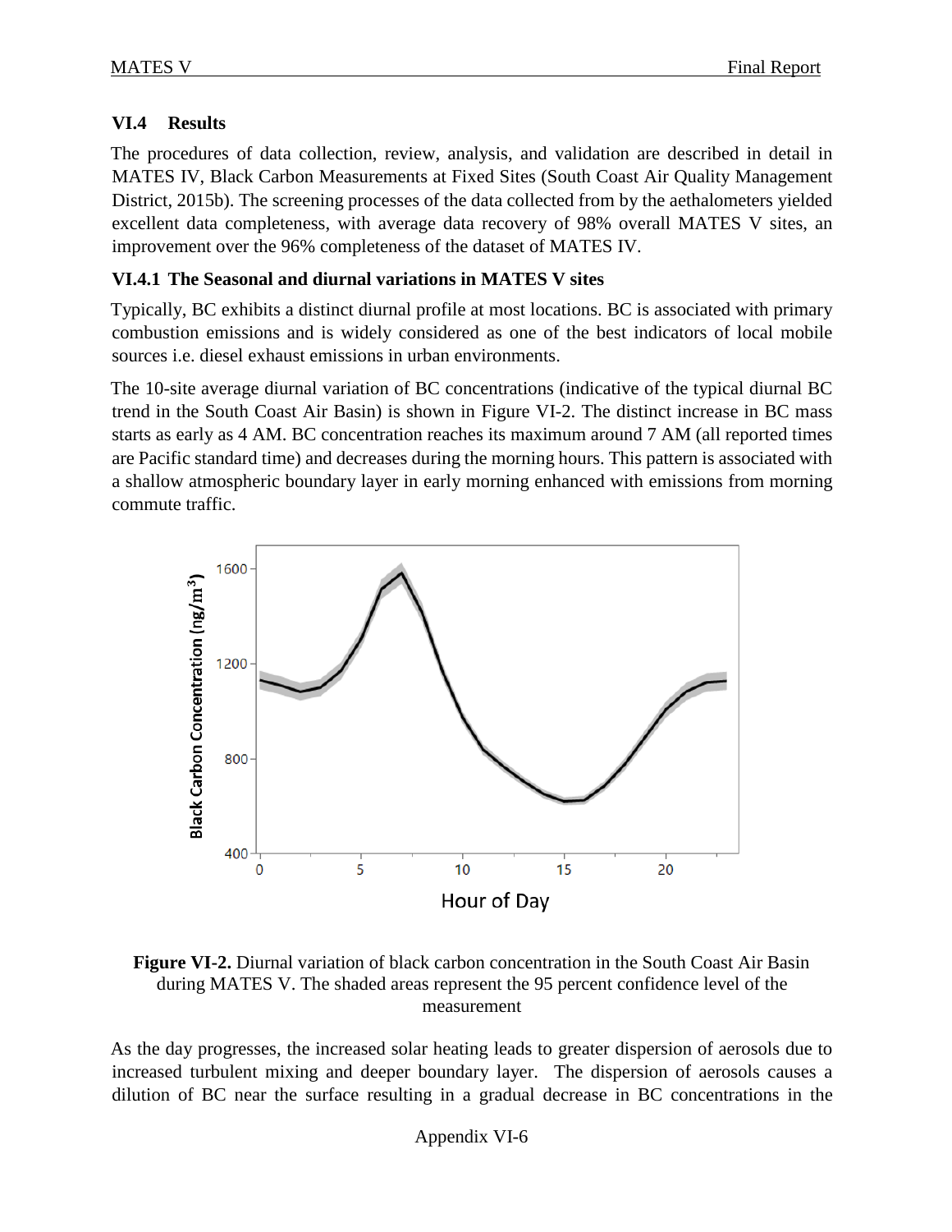### VI.4 Results

The procedures of data collection, review, analysis, and validation are described in detail in MATES IV, Black Carbon Measurements at Fixed Sites (South Coast Air Quality Management District, 2015b). The screening processes of the data collected from by the aethalometers yielded excellent data completeness, with average data recovery of 98% overall MATES V sites, an improvement over the 96% completeness of the dataset of MATES IV.

#### VI.4.1 The Seasonal and diurnal variations in MATES V sites

Typically, BC exhibits a distinct diurnal profile at most locations. BC is associated with primary combustion emissions and is widely considered as one of the best indicators of local mobile sources i.e. diesel exhaust emissions in urban environments.

The 10-site average diurnal variation of BC concentrations (indicative of the typical diurnal BC trend in the South Coast Air Basin) is shown in Figure VI-2. The distinct increase in BC mass starts as early as 4 AM. BC concentration reaches its maximum around 7 AM (all reported times are Pacific standard time) and decreases during the morning hours. This pattern is associated with a shallow atmospheric boundary layer in early morning enhanced with emissions from morning commute traffic.

**Figure VI-2.** Diurnal variation of black carbon concentration in the South Coast Air Basin during MATES V. The shaded areas represent the 95 percent confidence level of the measurement

As the day progresses, the increased solar heating leads to greater dispersion of aerosols due to increased turbulent mixing and deeper boundary layer. The dispersion of aerosols causes a dilution of BC near the surface resulting in a gradual decrease in BC concentrations in the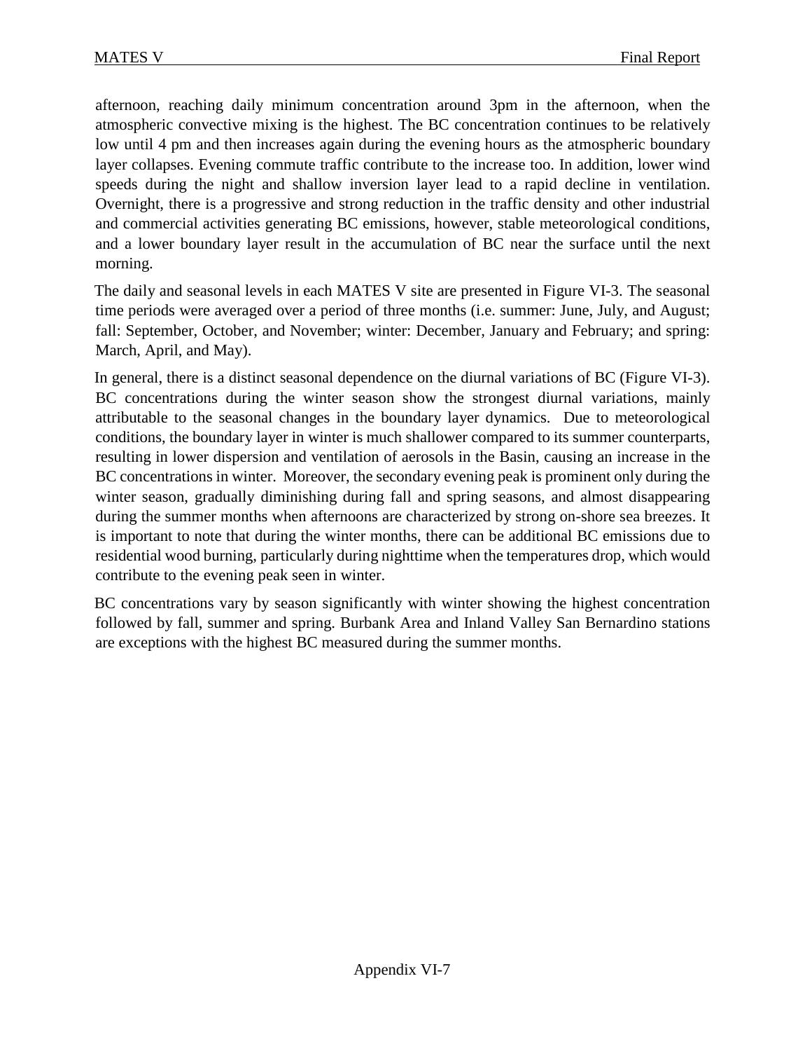afternoon, reaching daily minimum concentration around 3pm in the afternoon, when the atmospheric convective mixing is the highest. The BC concentration continues to be relatively low until 4 pm and then increases again during the evening hours as the atmospheric boundary layer collapses. Evening commute traffic contribute to the increase too. In addition, lower wind speeds during the night and shallow inversion layer lead to a rapid decline in ventilation. Overnight, there is a progressive and strong reduction in the traffic density and other industrial and commercial activities generating BC emissions, however, stable meteorological conditions, and a lower boundary layer result in the accumulation of BC near the surface until the next morning.

The daily and seasonal levels in each MATES V site are presented in Figure VI-3. The seasonal time periods were averaged over a period of three months (i.e. summer: June, July, and August; fall: September, October, and November; winter: December, January and February; and spring: March, April, and May).

In general, there is a distinct seasonal dependence on the diurnal variations of BC (Figure VI-3). BC concentrations during the winter season show the strongest diurnal variations, mainly attributable to the seasonal changes in the boundary layer dynamics. Due to meteorological conditions, the boundary layer in winter is much shallower compared to its summer counterparts, resulting in lower dispersion and ventilation of aerosols in the Basin, causing an increase in the BC concentrations in winter. Moreover, the secondary evening peak is prominent only during the winter season, gradually diminishing during fall and spring seasons, and almost disappearing during the summer months when afternoons are characterized by strong on-shore sea breezes. It is important to note that during the winter months, there can be additional BC emissions due to residential wood burning, particularly during nighttime when the temperatures drop, which would contribute to the evening peak seen in winter.

BC concentrations vary by season significantly with winter showing the highest concentration followed by fall, summer and spring. Burbank Area and Inland Valley San Bernardino stations are exceptions with the highest BC measured during the summer months.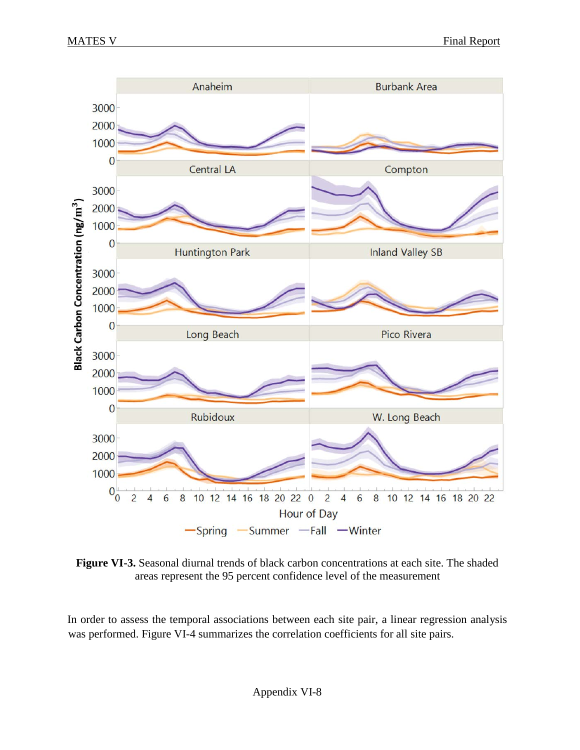**Figure VI-3.** Seasonal diurnal trends of black carbon concentrations at each site. The shaded areas represent the 95 percent confidence level of the measurement

In order to assess the temporal associations between each site pair, a linear regression analysis was performed. Figure VI-4 summarizes the correlation coefficients for all site pairs.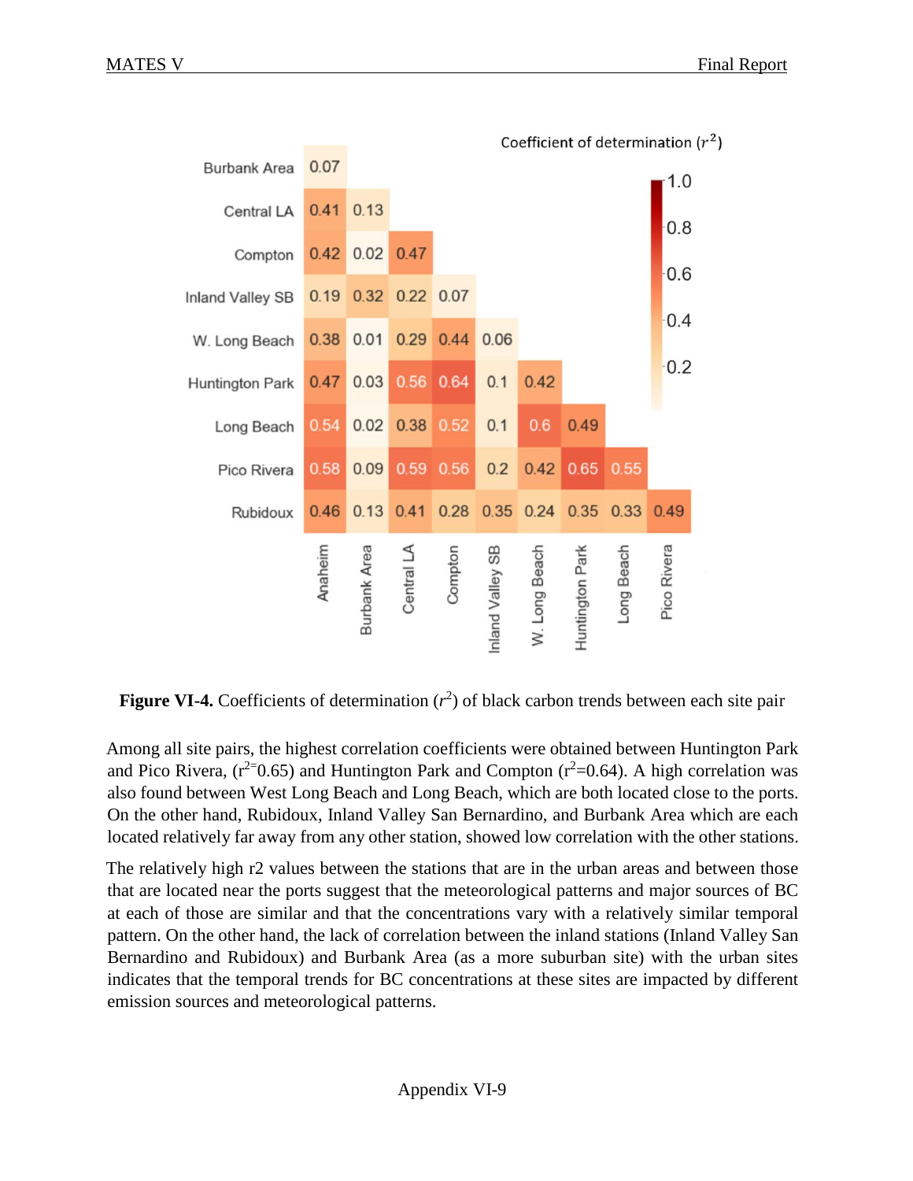Coefficient of determination ($r^2$)

| | Anaheim | Burbank Area | Central LA | Compton | Inland Valley SB | W. Long Beach | Huntington Park | Long Beach | Pico Rivera |
|---|---|---|---|---|---|---|---|---|---|
| Burbank Area | 0.07 | | | | | | | | |
| Central LA | 0.41 | 0.13 | | | | | | | |
| Compton | 0.42 | 0.02 | 0.47 | | | | | | |
| Inland Valley SB | 0.19 | 0.32 | 0.22 | 0.07 | | | | | |
| W. Long Beach | 0.38 | 0.01 | 0.29 | 0.44 | 0.06 | | | | |
| Huntington Park | 0.47 | 0.03 | 0.56 | 0.64 | 0.1 | 0.42 | | | |
| Long Beach | 0.54 | 0.02 | 0.38 | 0.52 | 0.1 | 0.6 | 0.49 | | |
| Pico Rivera | 0.58 | 0.09 | 0.59 | 0.56 | 0.2 | 0.42 | 0.65 | 0.55 | |
| Rubidoux | 0.46 | 0.13 | 0.41 | 0.28 | 0.35 | 0.24 | 0.35 | 0.33 | 0.49 |

**Figure VI-4.** Coefficients of determination ($r^2$) of black carbon trends between each site pair

Among all site pairs, the highest correlation coefficients were obtained between Huntington Park and Pico Rivera, ($r^2$=0.65) and Huntington Park and Compton ($r^2$=0.64). A high correlation was also found between West Long Beach and Long Beach, which are both located close to the ports. On the other hand, Rubidoux, Inland Valley San Bernardino, and Burbank Area which are each located relatively far away from any other station, showed low correlation with the other stations.

The relatively high r2 values between the stations that are in the urban areas and between those that are located near the ports suggest that the meteorological patterns and major sources of BC at each of those are similar and that the concentrations vary with a relatively similar temporal pattern. On the other hand, the lack of correlation between the inland stations (Inland Valley San Bernardino and Rubidoux) and Burbank Area (as a more suburban site) with the urban sites indicates that the temporal trends for BC concentrations at these sites are impacted by different emission sources and meteorological patterns.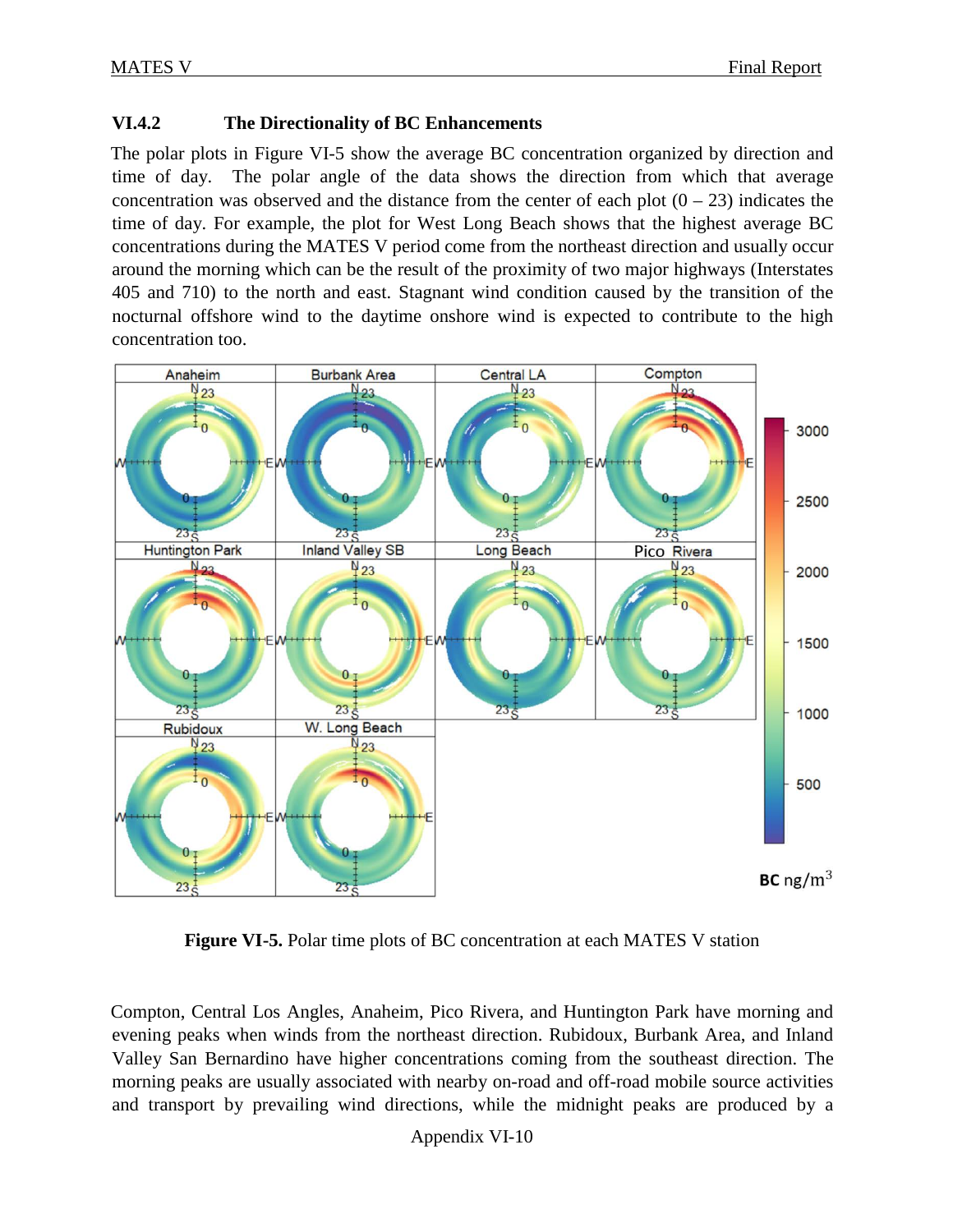### VI.4.2 The Directionality of BC Enhancements

The polar plots in Figure VI-5 show the average BC concentration organized by direction and time of day. The polar angle of the data shows the direction from which that average concentration was observed and the distance from the center of each plot (0 – 23) indicates the time of day. For example, the plot for West Long Beach shows that the highest average BC concentrations during the MATES V period come from the northeast direction and usually occur around the morning which can be the result of the proximity of two major highways (Interstates 405 and 710) to the north and east. Stagnant wind condition caused by the transition of the nocturnal offshore wind to the daytime onshore wind is expected to contribute to the high concentration too.

**Figure VI-5.** Polar time plots of BC concentration at each MATES V station

Compton, Central Los Angles, Anaheim, Pico Rivera, and Huntington Park have morning and evening peaks when winds from the northeast direction. Rubidoux, Burbank Area, and Inland Valley San Bernardino have higher concentrations coming from the southeast direction. The morning peaks are usually associated with nearby on-road and off-road mobile source activities and transport by prevailing wind directions, while the midnight peaks are produced by a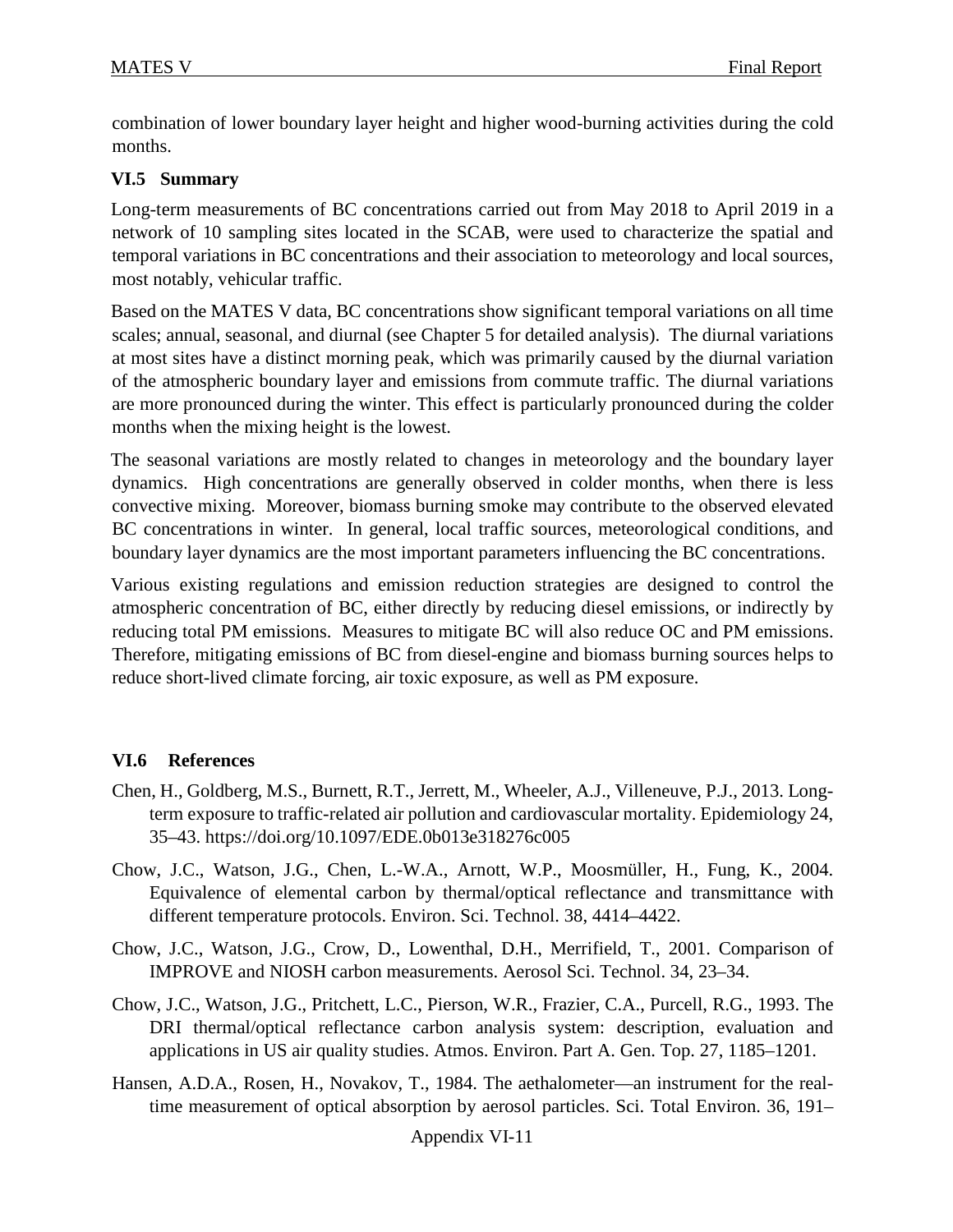combination of lower boundary layer height and higher wood-burning activities during the cold months.

## VI.5 Summary

Long-term measurements of BC concentrations carried out from May 2018 to April 2019 in a network of 10 sampling sites located in the SCAB, were used to characterize the spatial and temporal variations in BC concentrations and their association to meteorology and local sources, most notably, vehicular traffic.

Based on the MATES V data, BC concentrations show significant temporal variations on all time scales; annual, seasonal, and diurnal (see Chapter 5 for detailed analysis). The diurnal variations at most sites have a distinct morning peak, which was primarily caused by the diurnal variation of the atmospheric boundary layer and emissions from commute traffic. The diurnal variations are more pronounced during the winter. This effect is particularly pronounced during the colder months when the mixing height is the lowest.

The seasonal variations are mostly related to changes in meteorology and the boundary layer dynamics. High concentrations are generally observed in colder months, when there is less convective mixing. Moreover, biomass burning smoke may contribute to the observed elevated BC concentrations in winter. In general, local traffic sources, meteorological conditions, and boundary layer dynamics are the most important parameters influencing the BC concentrations.

Various existing regulations and emission reduction strategies are designed to control the atmospheric concentration of BC, either directly by reducing diesel emissions, or indirectly by reducing total PM emissions. Measures to mitigate BC will also reduce OC and PM emissions. Therefore, mitigating emissions of BC from diesel-engine and biomass burning sources helps to reduce short-lived climate forcing, air toxic exposure, as well as PM exposure.

## VI.6 References

Chen, H., Goldberg, M.S., Burnett, R.T., Jerrett, M., Wheeler, A.J., Villeneuve, P.J., 2013. Long-term exposure to traffic-related air pollution and cardiovascular mortality. Epidemiology 24, 35–43. https://doi.org/10.1097/EDE.0b013e318276c005

Chow, J.C., Watson, J.G., Chen, L.-W.A., Arnott, W.P., Moosmüller, H., Fung, K., 2004. Equivalence of elemental carbon by thermal/optical reflectance and transmittance with different temperature protocols. Environ. Sci. Technol. 38, 4414–4422.

Chow, J.C., Watson, J.G., Crow, D., Lowenthal, D.H., Merrifield, T., 2001. Comparison of IMPROVE and NIOSH carbon measurements. Aerosol Sci. Technol. 34, 23–34.

Chow, J.C., Watson, J.G., Pritchett, L.C., Pierson, W.R., Frazier, C.A., Purcell, R.G., 1993. The DRI thermal/optical reflectance carbon analysis system: description, evaluation and applications in US air quality studies. Atmos. Environ. Part A. Gen. Top. 27, 1185–1201.

Hansen, A.D.A., Rosen, H., Novakov, T., 1984. The aethalometer—an instrument for the real-time measurement of optical absorption by aerosol particles. Sci. Total Environ. 36, 191–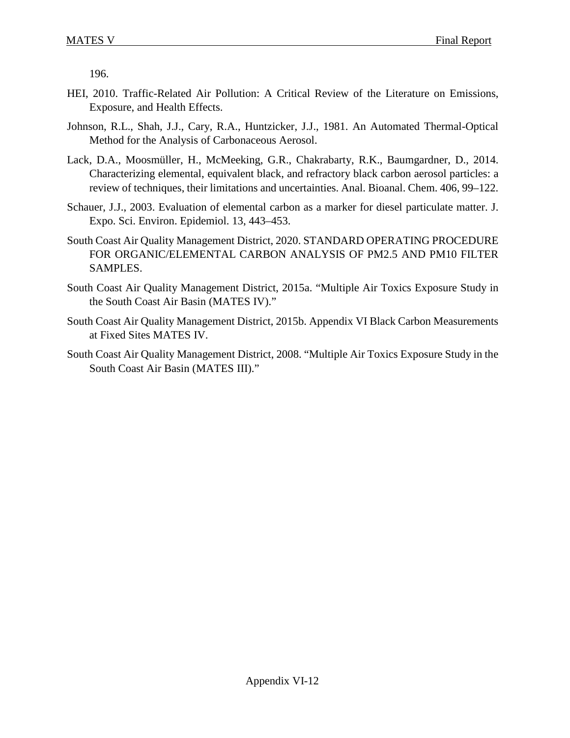196.

HEI, 2010. Traffic-Related Air Pollution: A Critical Review of the Literature on Emissions, Exposure, and Health Effects.

Johnson, R.L., Shah, J.J., Cary, R.A., Huntzicker, J.J., 1981. An Automated Thermal-Optical Method for the Analysis of Carbonaceous Aerosol.

Lack, D.A., Moosmüller, H., McMeeking, G.R., Chakrabarty, R.K., Baumgardner, D., 2014. Characterizing elemental, equivalent black, and refractory black carbon aerosol particles: a review of techniques, their limitations and uncertainties. Anal. Bioanal. Chem. 406, 99–122.

Schauer, J.J., 2003. Evaluation of elemental carbon as a marker for diesel particulate matter. J. Expo. Sci. Environ. Epidemiol. 13, 443–453.

South Coast Air Quality Management District, 2020. STANDARD OPERATING PROCEDURE FOR ORGANIC/ELEMENTAL CARBON ANALYSIS OF PM2.5 AND PM10 FILTER SAMPLES.

South Coast Air Quality Management District, 2015a. "Multiple Air Toxics Exposure Study in the South Coast Air Basin (MATES IV)."

South Coast Air Quality Management District, 2015b. Appendix VI Black Carbon Measurements at Fixed Sites MATES IV.

South Coast Air Quality Management District, 2008. "Multiple Air Toxics Exposure Study in the South Coast Air Basin (MATES III)."